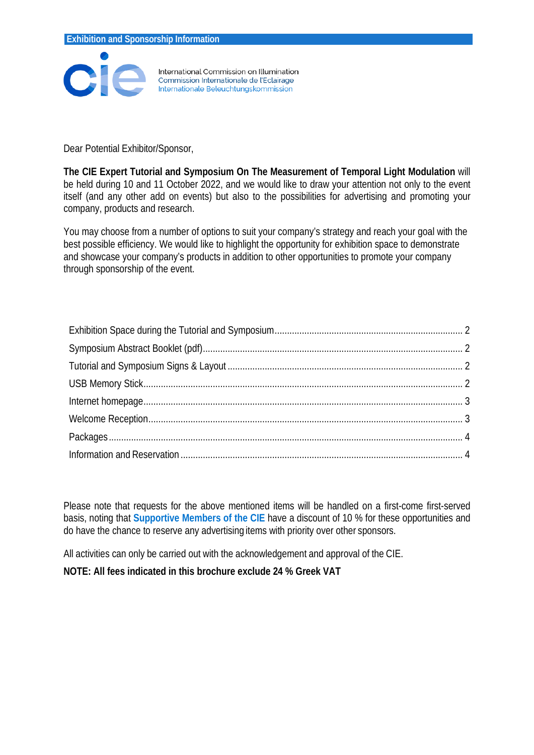**Exhibition and Sponsorship Information**

International Commission on Illumination
Commission Internationale de l'Eclairage
Internationale Beleuchtungskommission

Dear Potential Exhibitor/Sponsor,

**The CIE Expert Tutorial and Symposium On The Measurement of Temporal Light Modulation** will be held during 10 and 11 October 2022, and we would like to draw your attention not only to the event itself (and any other add on events) but also to the possibilities for advertising and promoting your company, products and research.

You may choose from a number of options to suit your company's strategy and reach your goal with the best possible efficiency. We would like to highlight the opportunity for exhibition space to demonstrate and showcase your company's products in addition to other opportunities to promote your company through sponsorship of the event.

- Exhibition Space during the Tutorial and Symposium .......... 2
- Symposium Abstract Booklet (pdf) .......... 2
- Tutorial and Symposium Signs & Layout .......... 2
- USB Memory Stick .......... 2
- Internet homepage .......... 3
- Welcome Reception .......... 3
- Packages .......... 4
- Information and Reservation .......... 4

Please note that requests for the above mentioned items will be handled on a first-come first-served basis, noting that **Supportive Members of the CIE** have a discount of 10 % for these opportunities and do have the chance to reserve any advertising items with priority over other sponsors.

All activities can only be carried out with the acknowledgement and approval of the CIE.

**NOTE: All fees indicated in this brochure exclude 24 % Greek VAT**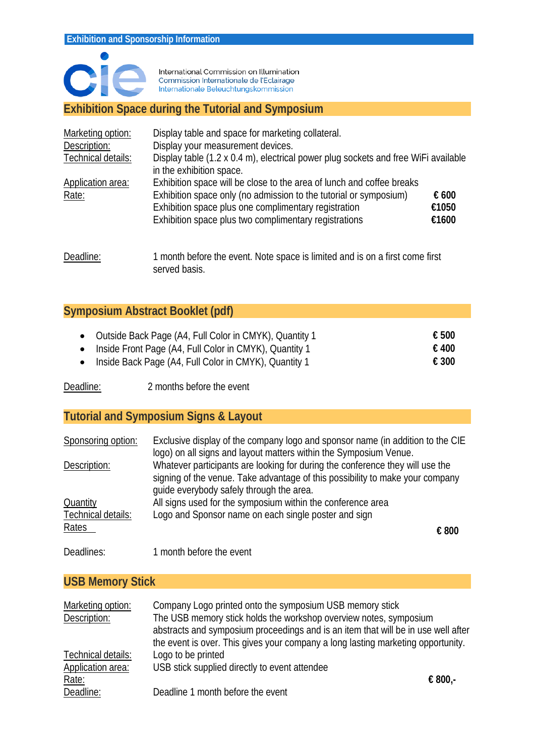Exhibition and Sponsorship Information

International Commission on Illumination
Commission Internationale de l'Eclairage
Internationale Beleuchtungskommission

## Exhibition Space during the Tutorial and Symposium

| | | |
|---|---|---|
| Marketing option: | Display table and space for marketing collateral. | |
| Description: | Display your measurement devices. | |
| Technical details: | Display table (1.2 x 0.4 m), electrical power plug sockets and free WiFi available in the exhibition space. | |
| Application area: | Exhibition space will be close to the area of lunch and coffee breaks | |
| Rate: | Exhibition space only (no admission to the tutorial or symposium) | **€ 600** |
| | Exhibition space plus one complimentary registration | **€1050** |
| | Exhibition space plus two complimentary registrations | **€1600** |
| Deadline: | 1 month before the event. Note space is limited and is on a first come first served basis. | |

## Symposium Abstract Booklet (pdf)

- Outside Back Page (A4, Full Color in CMYK), Quantity 1 — **€ 500**
- Inside Front Page (A4, Full Color in CMYK), Quantity 1 — **€ 400**
- Inside Back Page (A4, Full Color in CMYK), Quantity 1 — **€ 300**

Deadline: 2 months before the event

## Tutorial and Symposium Signs & Layout

| | | |
|---|---|---|
| Sponsoring option: | Exclusive display of the company logo and sponsor name (in addition to the CIE logo) on all signs and layout matters within the Symposium Venue. | |
| Description: | Whatever participants are looking for during the conference they will use the signing of the venue. Take advantage of this possibility to make your company guide everybody safely through the area. | |
| Quantity | All signs used for the symposium within the conference area | |
| Technical details: | Logo and Sponsor name on each single poster and sign | |
| Rates | | **€ 800** |
| Deadlines: | 1 month before the event | |

## USB Memory Stick

| | | |
|---|---|---|
| Marketing option: | Company Logo printed onto the symposium USB memory stick | |
| Description: | The USB memory stick holds the workshop overview notes, symposium abstracts and symposium proceedings and is an item that will be in use well after the event is over. This gives your company a long lasting marketing opportunity. | |
| Technical details: | Logo to be printed | |
| Application area: | USB stick supplied directly to event attendee | |
| Rate: | | **€ 800,-** |
| Deadline: | Deadline 1 month before the event | |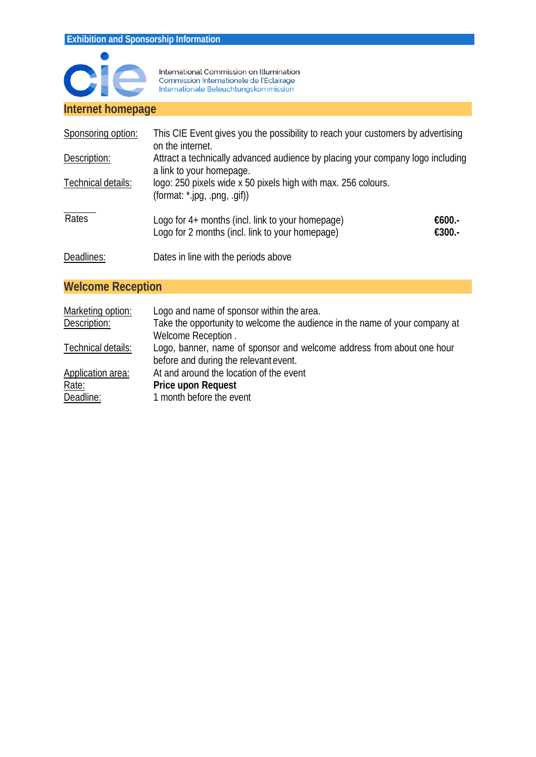Exhibition and Sponsorship Information

International Commission on Illumination
Commission Internationale de l'Eclairage
Internationale Beleuchtungskommission

## Internet homepage

| | | |
|---|---|---|
| Sponsoring option: | This CIE Event gives you the possibility to reach your customers by advertising on the internet. | |
| Description: | Attract a technically advanced audience by placing your company logo including a link to your homepage. | |
| Technical details: | logo: 250 pixels wide x 50 pixels high with max. 256 colours. (format: *.jpg, .png, .gif)) | |
| Rates | Logo for 4+ months (incl. link to your homepage) | **€600.-** |
| | Logo for 2 months (incl. link to your homepage) | **€300.-** |
| Deadlines: | Dates in line with the periods above | |

## Welcome Reception

| | |
|---|---|
| Marketing option: | Logo and name of sponsor within the area. |
| Description: | Take the opportunity to welcome the audience in the name of your company at Welcome Reception . |
| Technical details: | Logo, banner, name of sponsor and welcome address from about one hour before and during the relevant event. |
| Application area: | At and around the location of the event |
| Rate: | **Price upon Request** |
| Deadline: | 1 month before the event |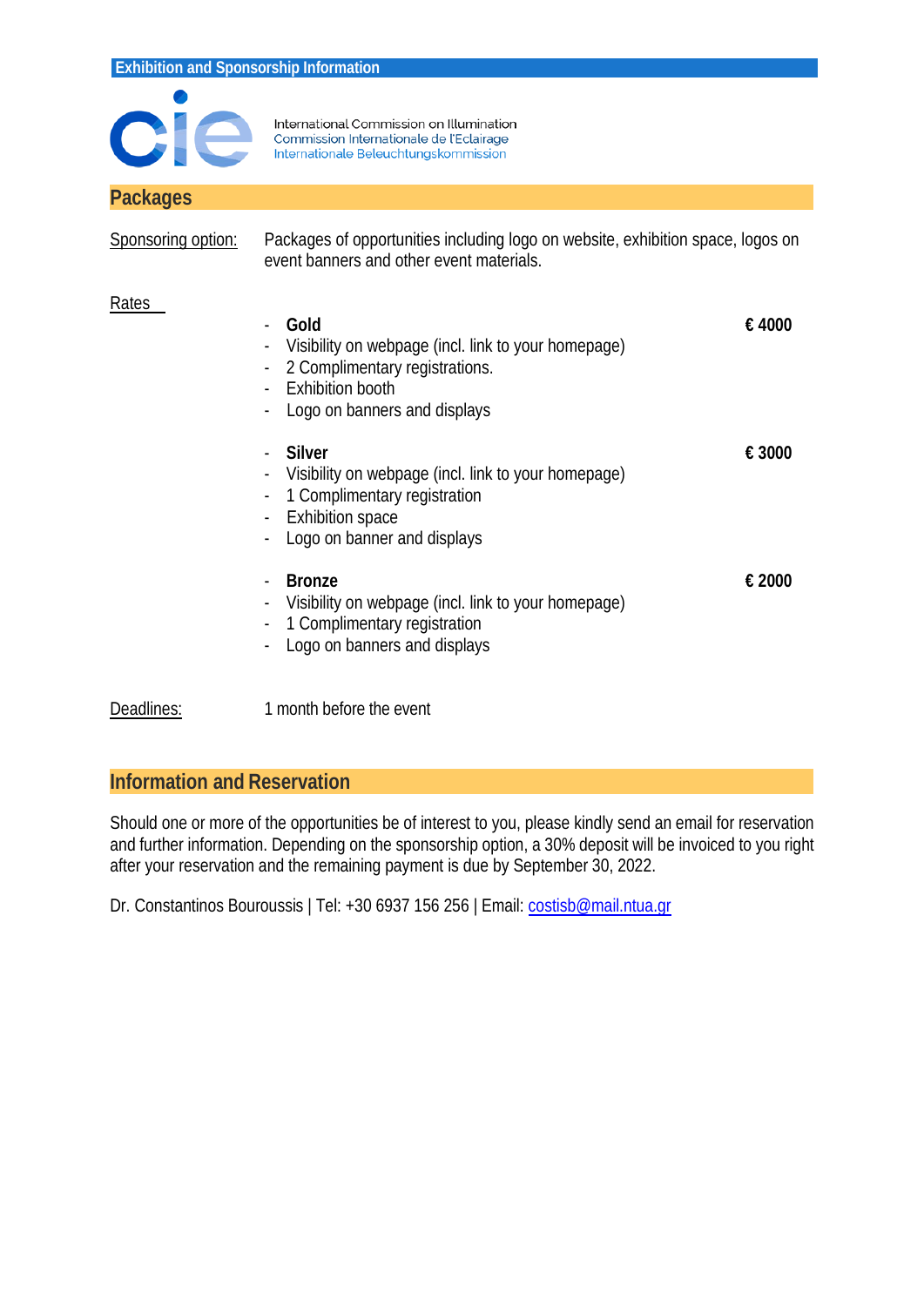**Exhibition and Sponsorship Information**

International Commission on Illumination
Commission Internationale de l'Eclairage
Internationale Beleuchtungskommission

## Packages

Sponsoring option: Packages of opportunities including logo on website, exhibition space, logos on event banners and other event materials.

Rates

- **Gold** **€ 4000**
- Visibility on webpage (incl. link to your homepage)
- 2 Complimentary registrations.
- Exhibition booth
- Logo on banners and displays

- **Silver** **€ 3000**
- Visibility on webpage (incl. link to your homepage)
- 1 Complimentary registration
- Exhibition space
- Logo on banner and displays

- **Bronze** **€ 2000**
- Visibility on webpage (incl. link to your homepage)
- 1 Complimentary registration
- Logo on banners and displays

Deadlines: 1 month before the event

## Information and Reservation

Should one or more of the opportunities be of interest to you, please kindly send an email for reservation and further information. Depending on the sponsorship option, a 30% deposit will be invoiced to you right after your reservation and the remaining payment is due by September 30, 2022.

Dr. Constantinos Bouroussis | Tel: +30 6937 156 256 | Email: costisb@mail.ntua.gr